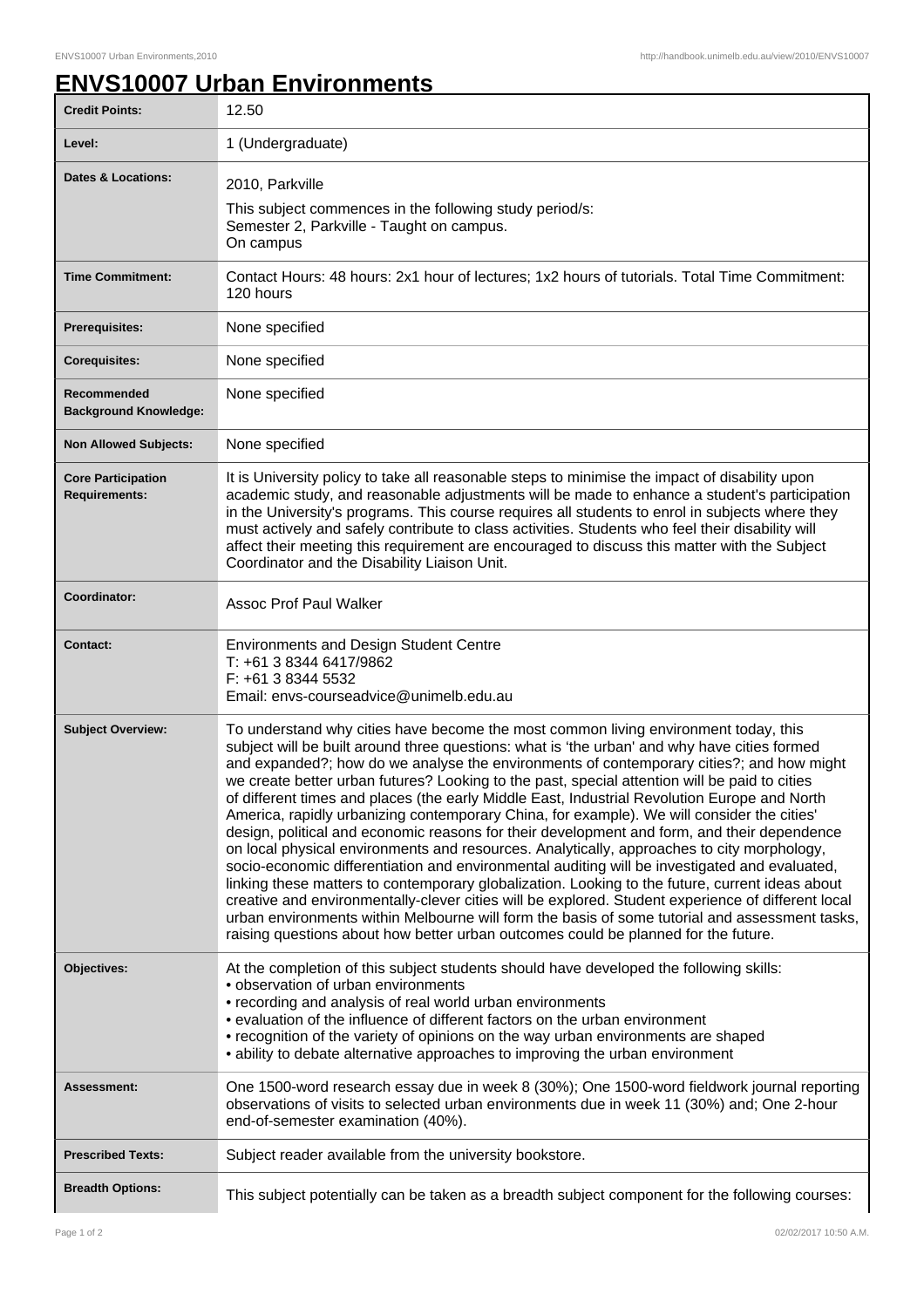# ENVS10007 Urban Environments

| | |
|---|---|
| **Credit Points:** | 12.50 |
| **Level:** | 1 (Undergraduate) |
| **Dates & Locations:** | 2010, Parkville<br>This subject commences in the following study period/s:<br>Semester 2, Parkville - Taught on campus.<br>On campus |
| **Time Commitment:** | Contact Hours: 48 hours: 2x1 hour of lectures; 1x2 hours of tutorials. Total Time Commitment: 120 hours |
| **Prerequisites:** | None specified |
| **Corequisites:** | None specified |
| **Recommended Background Knowledge:** | None specified |
| **Non Allowed Subjects:** | None specified |
| **Core Participation Requirements:** | It is University policy to take all reasonable steps to minimise the impact of disability upon academic study, and reasonable adjustments will be made to enhance a student's participation in the University's programs. This course requires all students to enrol in subjects where they must actively and safely contribute to class activities. Students who feel their disability will affect their meeting this requirement are encouraged to discuss this matter with the Subject Coordinator and the Disability Liaison Unit. |
| **Coordinator:** | Assoc Prof Paul Walker |
| **Contact:** | Environments and Design Student Centre<br>T: +61 3 8344 6417/9862<br>F: +61 3 8344 5532<br>Email: envs-courseadvice@unimelb.edu.au |
| **Subject Overview:** | To understand why cities have become the most common living environment today, this subject will be built around three questions: what is 'the urban' and why have cities formed and expanded?; how do we analyse the environments of contemporary cities?; and how might we create better urban futures? Looking to the past, special attention will be paid to cities of different times and places (the early Middle East, Industrial Revolution Europe and North America, rapidly urbanizing contemporary China, for example). We will consider the cities' design, political and economic reasons for their development and form, and their dependence on local physical environments and resources. Analytically, approaches to city morphology, socio-economic differentiation and environmental auditing will be investigated and evaluated, linking these matters to contemporary globalization. Looking to the future, current ideas about creative and environmentally-clever cities will be explored. Student experience of different local urban environments within Melbourne will form the basis of some tutorial and assessment tasks, raising questions about how better urban outcomes could be planned for the future. |
| **Objectives:** | At the completion of this subject students should have developed the following skills:<br>• observation of urban environments<br>• recording and analysis of real world urban environments<br>• evaluation of the influence of different factors on the urban environment<br>• recognition of the variety of opinions on the way urban environments are shaped<br>• ability to debate alternative approaches to improving the urban environment |
| **Assessment:** | One 1500-word research essay due in week 8 (30%); One 1500-word fieldwork journal reporting observations of visits to selected urban environments due in week 11 (30%) and; One 2-hour end-of-semester examination (40%). |
| **Prescribed Texts:** | Subject reader available from the university bookstore. |
| **Breadth Options:** | This subject potentially can be taken as a breadth subject component for the following courses: |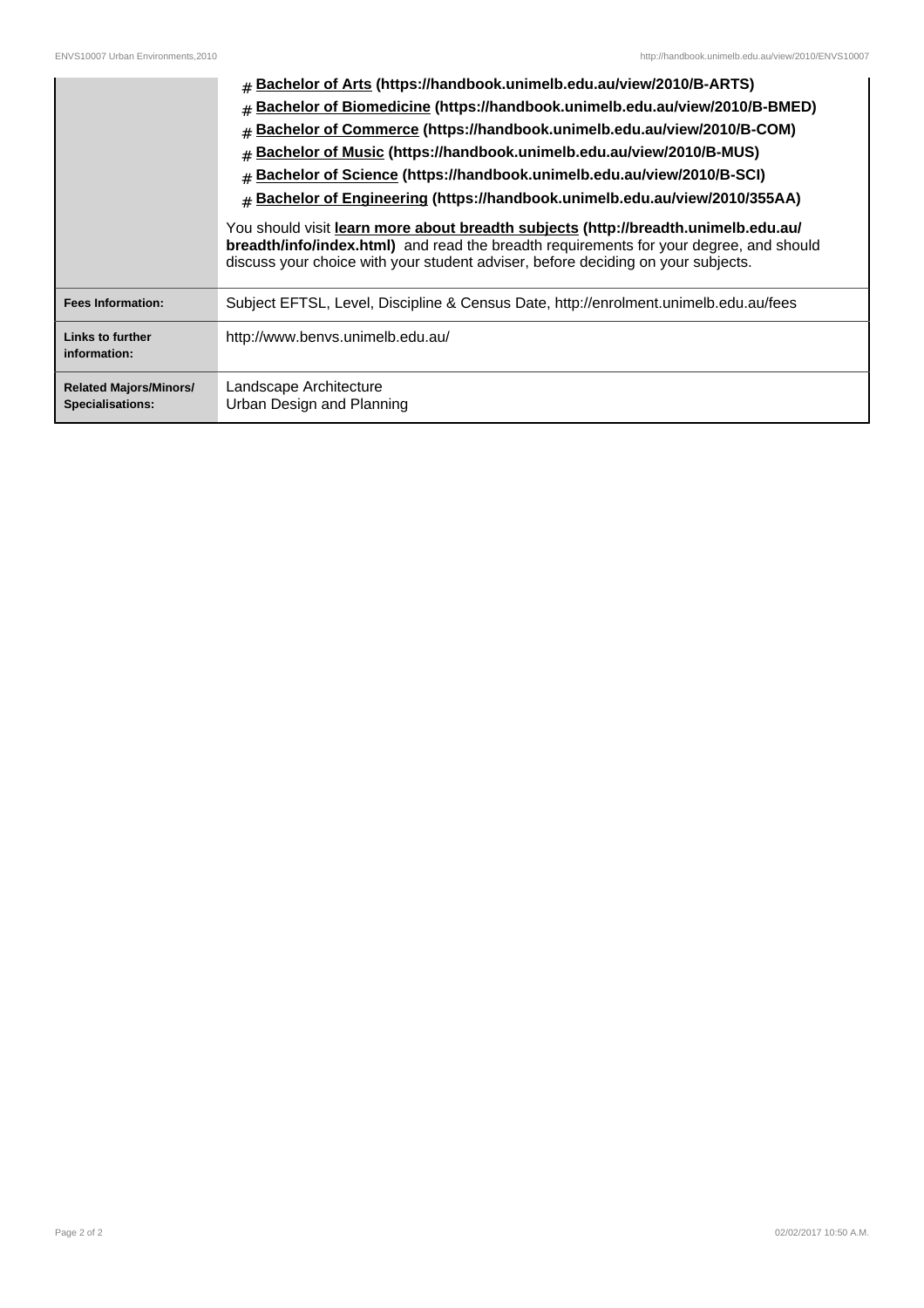| | |
|---|---|
| | # **Bachelor of Arts (https://handbook.unimelb.edu.au/view/2010/B-ARTS)**<br># **Bachelor of Biomedicine (https://handbook.unimelb.edu.au/view/2010/B-BMED)**<br># **Bachelor of Commerce (https://handbook.unimelb.edu.au/view/2010/B-COM)**<br># **Bachelor of Music (https://handbook.unimelb.edu.au/view/2010/B-MUS)**<br># **Bachelor of Science (https://handbook.unimelb.edu.au/view/2010/B-SCI)**<br># **Bachelor of Engineering (https://handbook.unimelb.edu.au/view/2010/355AA)**<br><br>You should visit **learn more about breadth subjects (http://breadth.unimelb.edu.au/breadth/info/index.html)** and read the breadth requirements for your degree, and should discuss your choice with your student adviser, before deciding on your subjects. |
| **Fees Information:** | Subject EFTSL, Level, Discipline & Census Date, http://enrolment.unimelb.edu.au/fees |
| **Links to further information:** | http://www.benvs.unimelb.edu.au/ |
| **Related Majors/Minors/ Specialisations:** | Landscape Architecture<br>Urban Design and Planning |